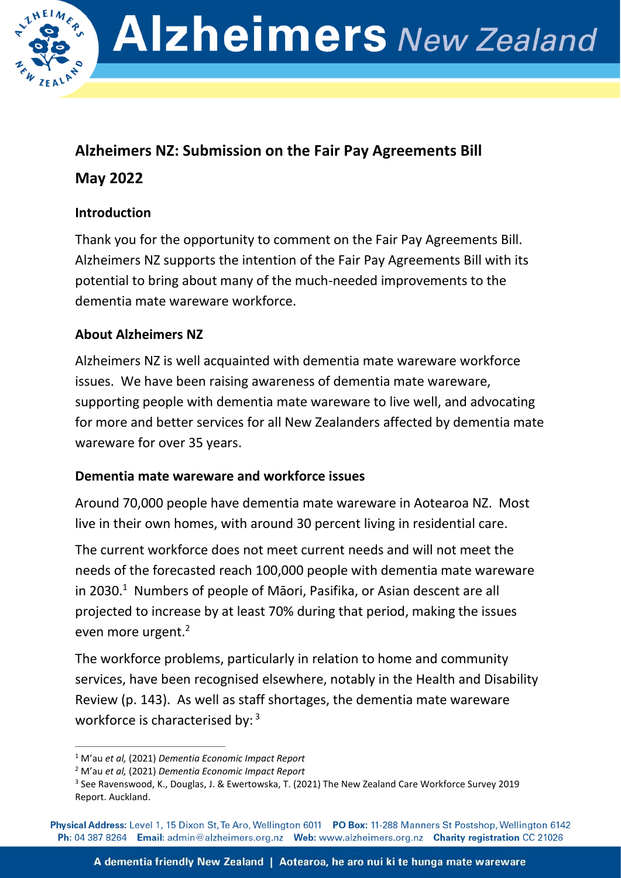# Alzheimers NZ: Submission on the Fair Pay Agreements Bill

## May 2022

### Introduction

Thank you for the opportunity to comment on the Fair Pay Agreements Bill. Alzheimers NZ supports the intention of the Fair Pay Agreements Bill with its potential to bring about many of the much-needed improvements to the dementia mate wareware workforce.

### About Alzheimers NZ

Alzheimers NZ is well acquainted with dementia mate wareware workforce issues. We have been raising awareness of dementia mate wareware, supporting people with dementia mate wareware to live well, and advocating for more and better services for all New Zealanders affected by dementia mate wareware for over 35 years.

### Dementia mate wareware and workforce issues

Around 70,000 people have dementia mate wareware in Aotearoa NZ. Most live in their own homes, with around 30 percent living in residential care.

The current workforce does not meet current needs and will not meet the needs of the forecasted reach 100,000 people with dementia mate wareware in 2030.[1] Numbers of people of Māori, Pasifika, or Asian descent are all projected to increase by at least 70% during that period, making the issues even more urgent.[2]

The workforce problems, particularly in relation to home and community services, have been recognised elsewhere, notably in the Health and Disability Review (p. 143). As well as staff shortages, the dementia mate wareware workforce is characterised by: [3]

---

[1] M'au *et al,* (2021) *Dementia Economic Impact Report*

[2] M'au *et al,* (2021) *Dementia Economic Impact Report*

[3] See Ravenswood, K., Douglas, J. & Ewertowska, T. (2021) The New Zealand Care Workforce Survey 2019 Report. Auckland.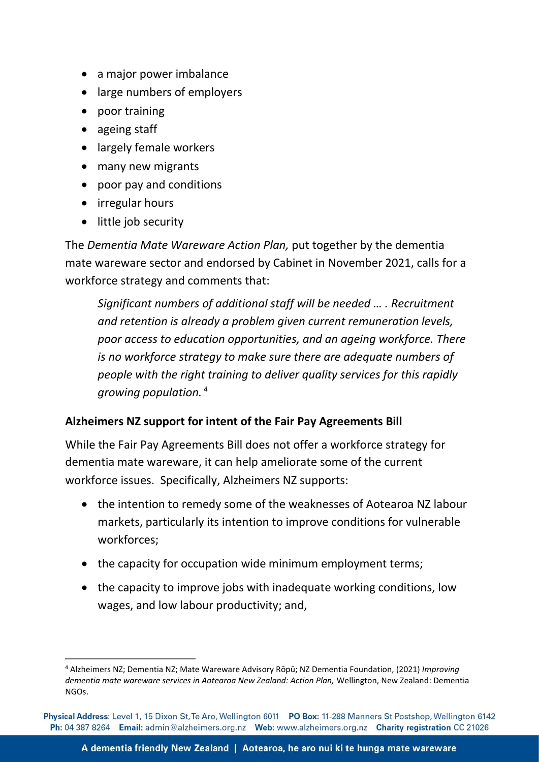- a major power imbalance
- large numbers of employers
- poor training
- ageing staff
- largely female workers
- many new migrants
- poor pay and conditions
- irregular hours
- little job security

The *Dementia Mate Wareware Action Plan,* put together by the dementia mate wareware sector and endorsed by Cabinet in November 2021, calls for a workforce strategy and comments that:

> *Significant numbers of additional staff will be needed … . Recruitment and retention is already a problem given current remuneration levels, poor access to education opportunities, and an ageing workforce. There is no workforce strategy to make sure there are adequate numbers of people with the right training to deliver quality services for this rapidly growing population.* [4]

**Alzheimers NZ support for intent of the Fair Pay Agreements Bill**

While the Fair Pay Agreements Bill does not offer a workforce strategy for dementia mate wareware, it can help ameliorate some of the current workforce issues. Specifically, Alzheimers NZ supports:

- the intention to remedy some of the weaknesses of Aotearoa NZ labour markets, particularly its intention to improve conditions for vulnerable workforces;
- the capacity for occupation wide minimum employment terms;
- the capacity to improve jobs with inadequate working conditions, low wages, and low labour productivity; and,

---

[4] Alzheimers NZ; Dementia NZ; Mate Wareware Advisory Rōpū; NZ Dementia Foundation, (2021) *Improving dementia mate wareware services in Aotearoa New Zealand: Action Plan,* Wellington, New Zealand: Dementia NGOs.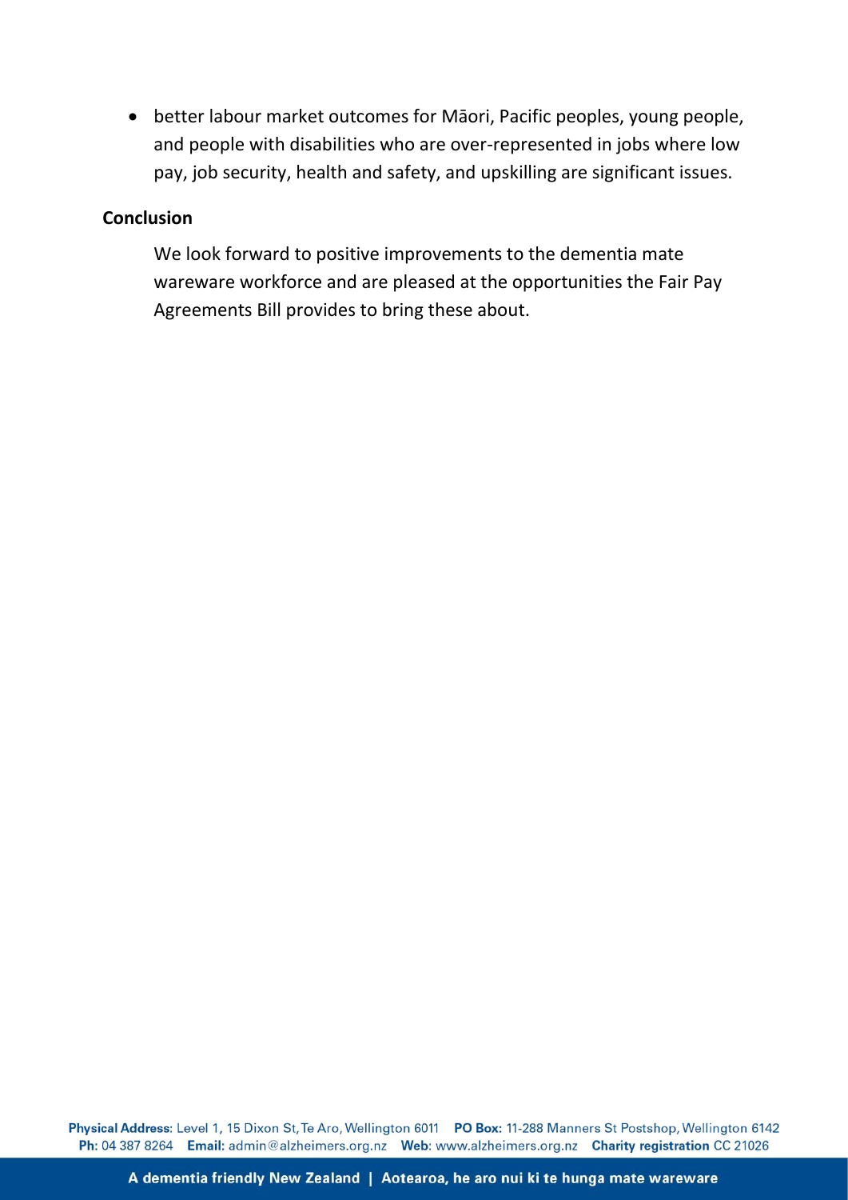- better labour market outcomes for Māori, Pacific peoples, young people, and people with disabilities who are over-represented in jobs where low pay, job security, health and safety, and upskilling are significant issues.

**Conclusion**

We look forward to positive improvements to the dementia mate wareware workforce and are pleased at the opportunities the Fair Pay Agreements Bill provides to bring these about.